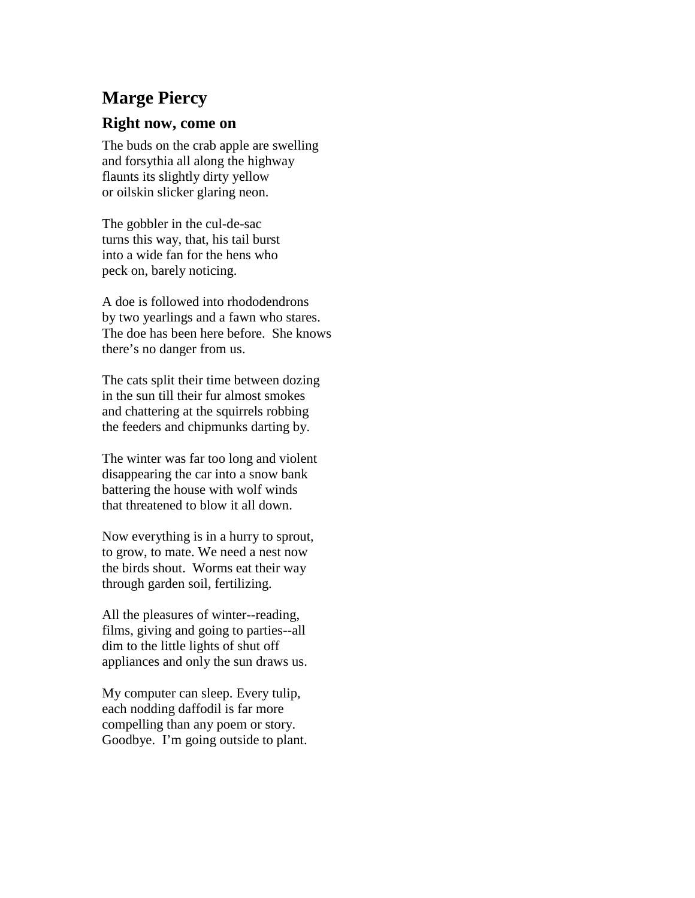# Marge Piercy

## Right now, come on

The buds on the crab apple are swelling  
and forsythia all along the highway  
flaunts its slightly dirty yellow  
or oilskin slicker glaring neon.

The gobbler in the cul-de-sac  
turns this way, that, his tail burst  
into a wide fan for the hens who  
peck on, barely noticing.

A doe is followed into rhododendrons  
by two yearlings and a fawn who stares.  
The doe has been here before.  She knows  
there's no danger from us.

The cats split their time between dozing  
in the sun till their fur almost smokes  
and chattering at the squirrels robbing  
the feeders and chipmunks darting by.

The winter was far too long and violent  
disappearing the car into a snow bank  
battering the house with wolf winds  
that threatened to blow it all down.

Now everything is in a hurry to sprout,  
to grow, to mate. We need a nest now  
the birds shout.  Worms eat their way  
through garden soil, fertilizing.

All the pleasures of winter--reading,  
films, giving and going to parties--all  
dim to the little lights of shut off  
appliances and only the sun draws us.

My computer can sleep. Every tulip,  
each nodding daffodil is far more  
compelling than any poem or story.  
Goodbye.  I'm going outside to plant.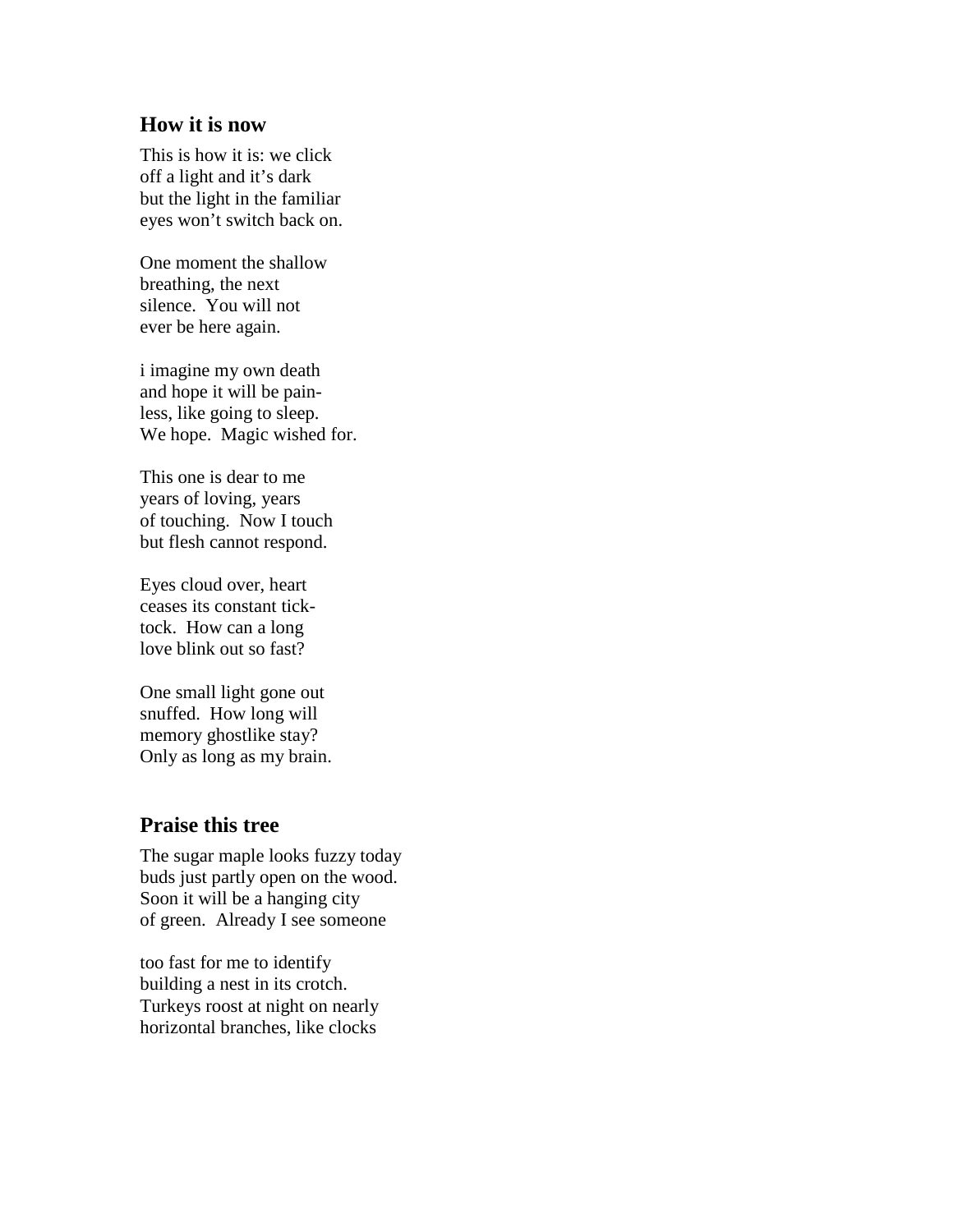## How it is now

This is how it is: we click  
off a light and it's dark  
but the light in the familiar  
eyes won't switch back on.

One moment the shallow  
breathing, the next  
silence. You will not  
ever be here again.

i imagine my own death  
and hope it will be pain-  
less, like going to sleep.  
We hope. Magic wished for.

This one is dear to me  
years of loving, years  
of touching. Now I touch  
but flesh cannot respond.

Eyes cloud over, heart  
ceases its constant tick-  
tock. How can a long  
love blink out so fast?

One small light gone out  
snuffed. How long will  
memory ghostlike stay?  
Only as long as my brain.

## Praise this tree

The sugar maple looks fuzzy today  
buds just partly open on the wood.  
Soon it will be a hanging city  
of green. Already I see someone

too fast for me to identify  
building a nest in its crotch.  
Turkeys roost at night on nearly  
horizontal branches, like clocks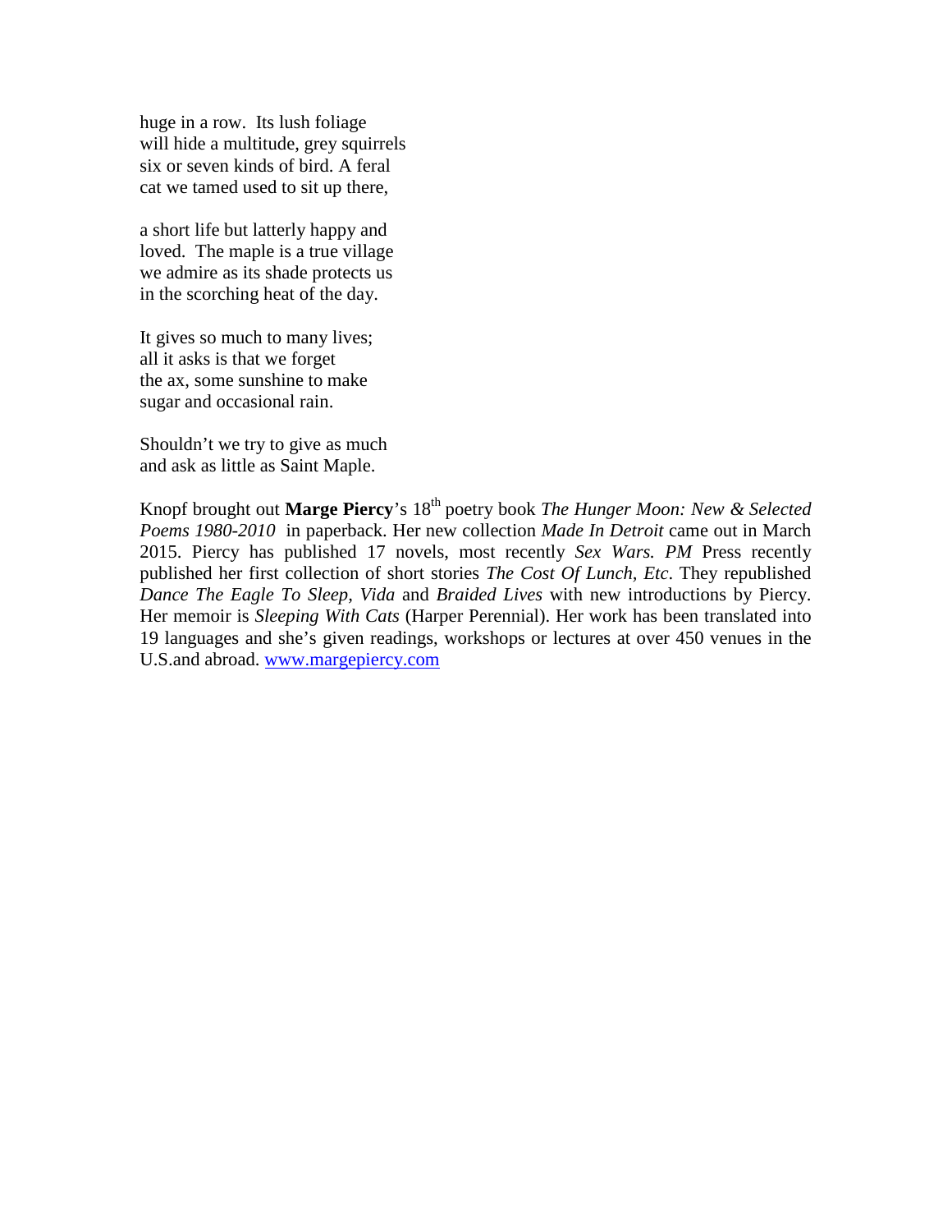huge in a row.  Its lush foliage  
will hide a multitude, grey squirrels  
six or seven kinds of bird. A feral  
cat we tamed used to sit up there,

a short life but latterly happy and  
loved.  The maple is a true village  
we admire as its shade protects us  
in the scorching heat of the day.

It gives so much to many lives;  
all it asks is that we forget  
the ax, some sunshine to make  
sugar and occasional rain.

Shouldn't we try to give as much  
and ask as little as Saint Maple.

Knopf brought out **Marge Piercy**'s 18th poetry book *The Hunger Moon: New & Selected Poems 1980-2010* in paperback. Her new collection *Made In Detroit* came out in March 2015. Piercy has published 17 novels, most recently *Sex Wars. PM* Press recently published her first collection of short stories *The Cost Of Lunch, Etc*. They republished *Dance The Eagle To Sleep, Vida* and *Braided Lives* with new introductions by Piercy. Her memoir is *Sleeping With Cats* (Harper Perennial). Her work has been translated into 19 languages and she's given readings, workshops or lectures at over 450 venues in the U.S.and abroad. [www.margepiercy.com](http://www.margepiercy.com)